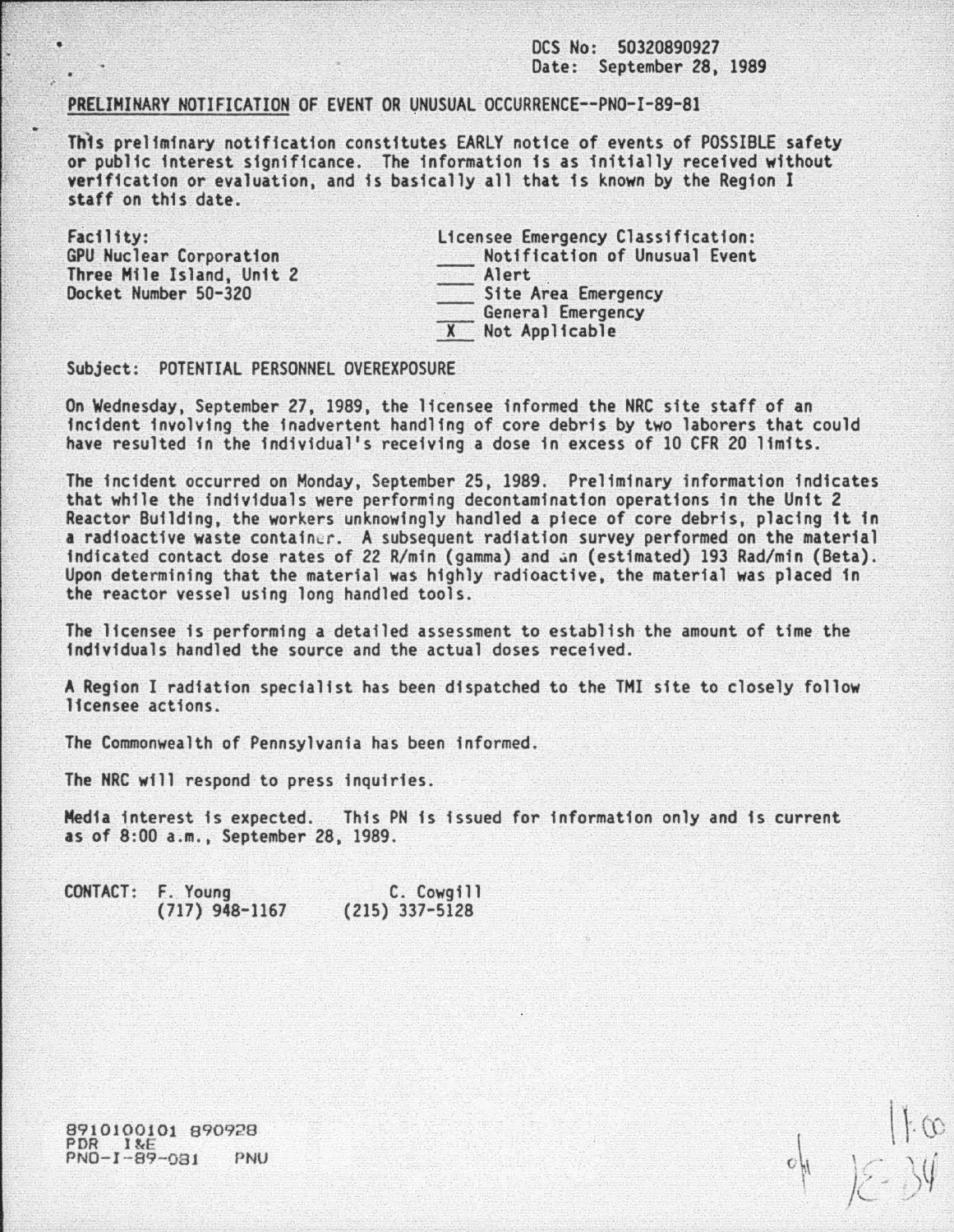DCS No: 50320890927
Date: September 28, 1989

PRELIMINARY NOTIFICATION OF EVENT OR UNUSUAL OCCURRENCE--PNO-I-89-81

This preliminary notification constitutes EARLY notice of events of POSSIBLE safety or public interest significance. The information is as initially received without verification or evaluation, and is basically all that is known by the Region I staff on this date.

Facility:
GPU Nuclear Corporation
Three Mile Island, Unit 2
Docket Number 50-320

Licensee Emergency Classification:
\_\_\_\_ Notification of Unusual Event
\_\_\_\_ Alert
\_\_\_\_ Site Area Emergency
\_\_\_\_ General Emergency
\_X\_ Not Applicable

Subject: POTENTIAL PERSONNEL OVEREXPOSURE

On Wednesday, September 27, 1989, the licensee informed the NRC site staff of an incident involving the inadvertent handling of core debris by two laborers that could have resulted in the individual's receiving a dose in excess of 10 CFR 20 limits.

The incident occurred on Monday, September 25, 1989. Preliminary information indicates that while the individuals were performing decontamination operations in the Unit 2 Reactor Building, the workers unknowingly handled a piece of core debris, placing it in a radioactive waste container. A subsequent radiation survey performed on the material indicated contact dose rates of 22 R/min (gamma) and an (estimated) 193 Rad/min (Beta). Upon determining that the material was highly radioactive, the material was placed in the reactor vessel using long handled tools.

The licensee is performing a detailed assessment to establish the amount of time the individuals handled the source and the actual doses received.

A Region I radiation specialist has been dispatched to the TMI site to closely follow licensee actions.

The Commonwealth of Pennsylvania has been informed.

The NRC will respond to press inquiries.

Media interest is expected. This PN is issued for information only and is current as of 8:00 a.m., September 28, 1989.

CONTACT: F. Young (717) 948-1167 C. Cowgill (215) 337-5128

8910100101 890928
PDR I&E
PNO-I-89-081 PNU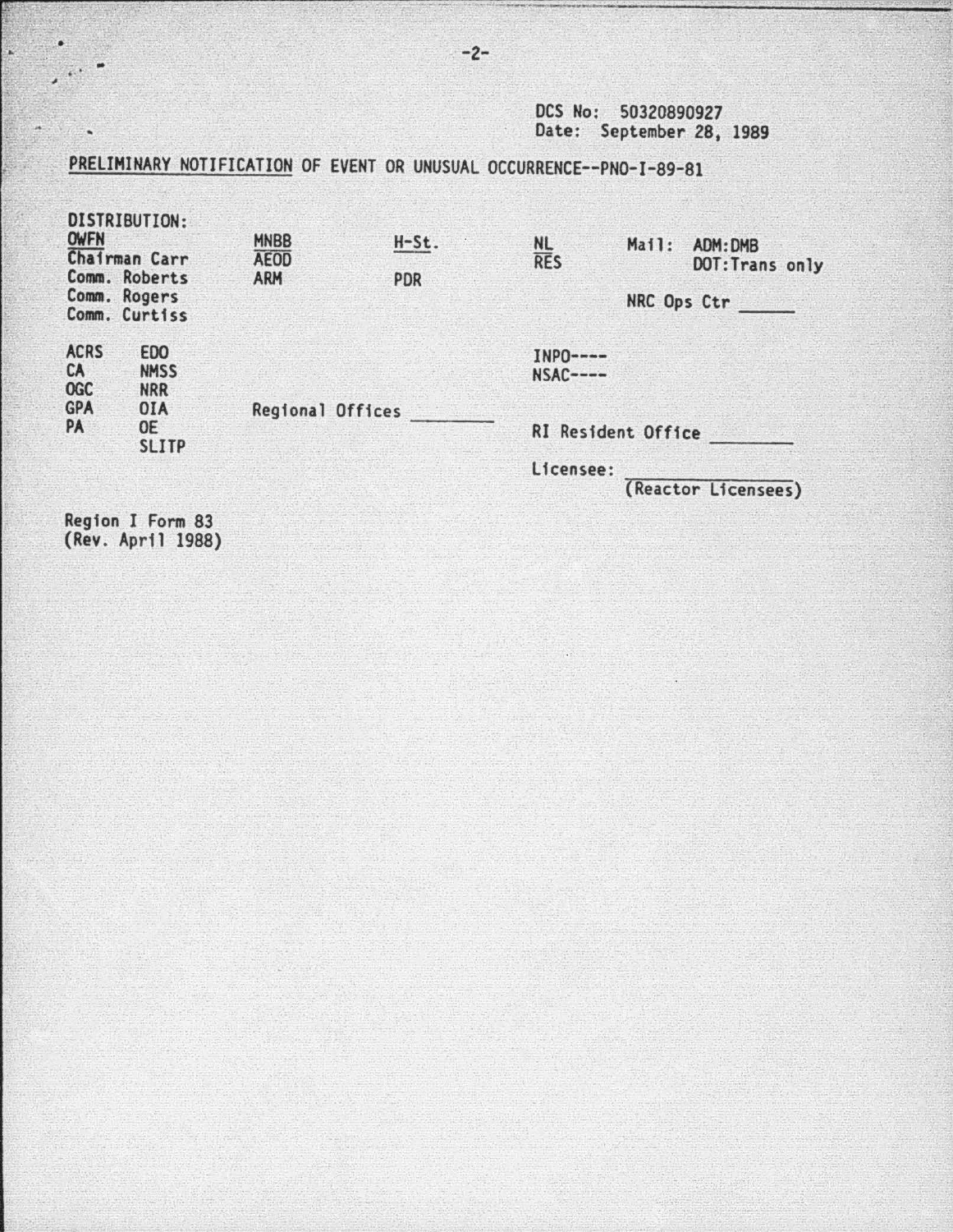DCS No: 50320890927
Date: September 28, 1989

PRELIMINARY NOTIFICATION OF EVENT OR UNUSUAL OCCURRENCE--PNO-I-89-81

DISTRIBUTION:

| OWFN | MNBB | H-St. | NL | Mail: ADM:DMB |
|---|---|---|---|---|
| Chairman Carr | AEOD | | RES | DOT:Trans only |
| Comm. Roberts | ARM | PDR | | |
| Comm. Rogers | | | | NRC Ops Ctr _____ |
| Comm. Curtiss | | | | |

ACRS EDO
CA NMSS
OGC NRR
GPA OIA
PA OE
SLITP

Regional Offices ________

INPO----
NSAC----

RI Resident Office ________

Licensee: ____________
(Reactor Licensees)

Region I Form 83
(Rev. April 1988)